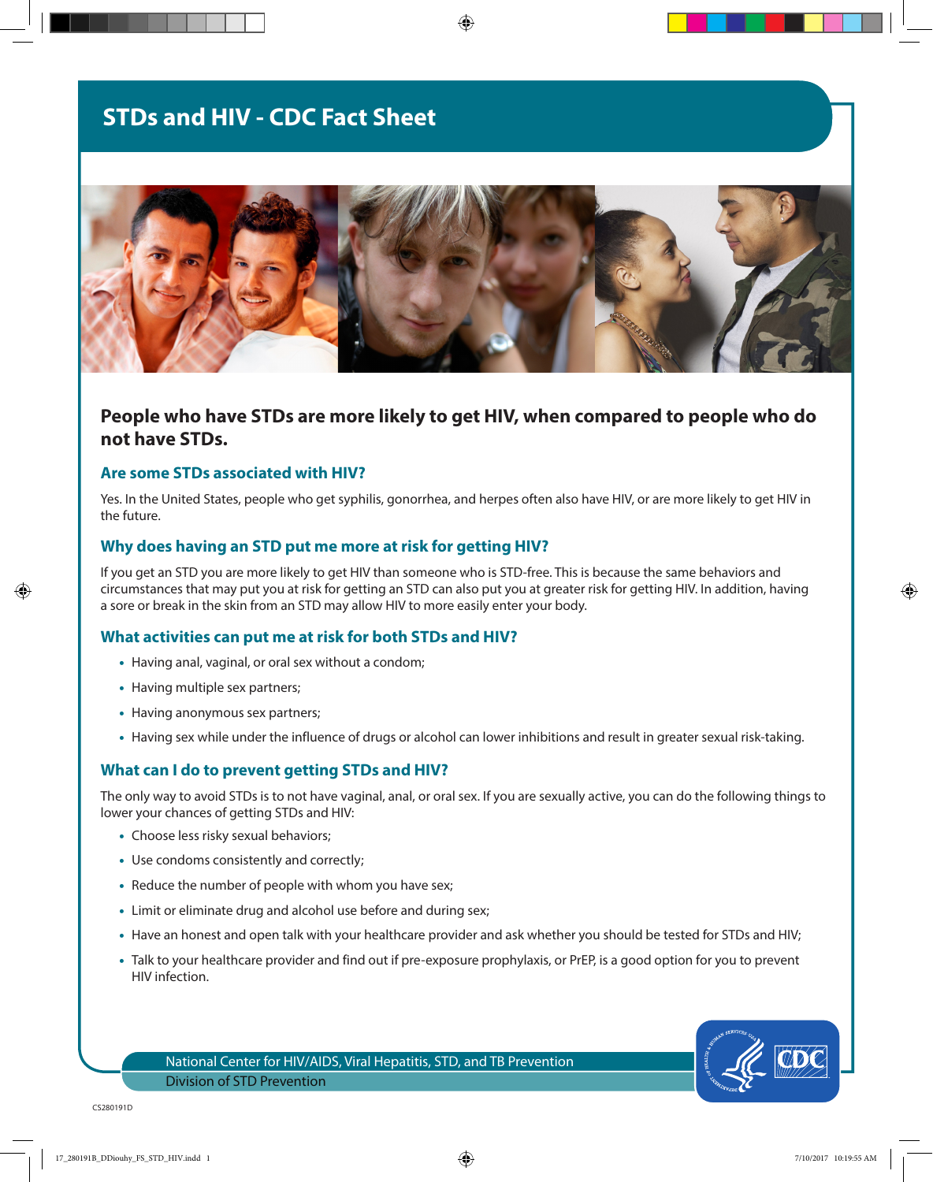# STDs and HIV - CDC Fact Sheet

## People who have STDs are more likely to get HIV, when compared to people who do not have STDs.

### Are some STDs associated with HIV?

Yes. In the United States, people who get syphilis, gonorrhea, and herpes often also have HIV, or are more likely to get HIV in the future.

### Why does having an STD put me more at risk for getting HIV?

If you get an STD you are more likely to get HIV than someone who is STD-free. This is because the same behaviors and circumstances that may put you at risk for getting an STD can also put you at greater risk for getting HIV. In addition, having a sore or break in the skin from an STD may allow HIV to more easily enter your body.

### What activities can put me at risk for both STDs and HIV?

- Having anal, vaginal, or oral sex without a condom;
- Having multiple sex partners;
- Having anonymous sex partners;
- Having sex while under the influence of drugs or alcohol can lower inhibitions and result in greater sexual risk-taking.

### What can I do to prevent getting STDs and HIV?

The only way to avoid STDs is to not have vaginal, anal, or oral sex. If you are sexually active, you can do the following things to lower your chances of getting STDs and HIV:

- Choose less risky sexual behaviors;
- Use condoms consistently and correctly;
- Reduce the number of people with whom you have sex;
- Limit or eliminate drug and alcohol use before and during sex;
- Have an honest and open talk with your healthcare provider and ask whether you should be tested for STDs and HIV;
- Talk to your healthcare provider and find out if pre-exposure prophylaxis, or PrEP, is a good option for you to prevent HIV infection.

National Center for HIV/AIDS, Viral Hepatitis, STD, and TB Prevention
Division of STD Prevention

CS280191D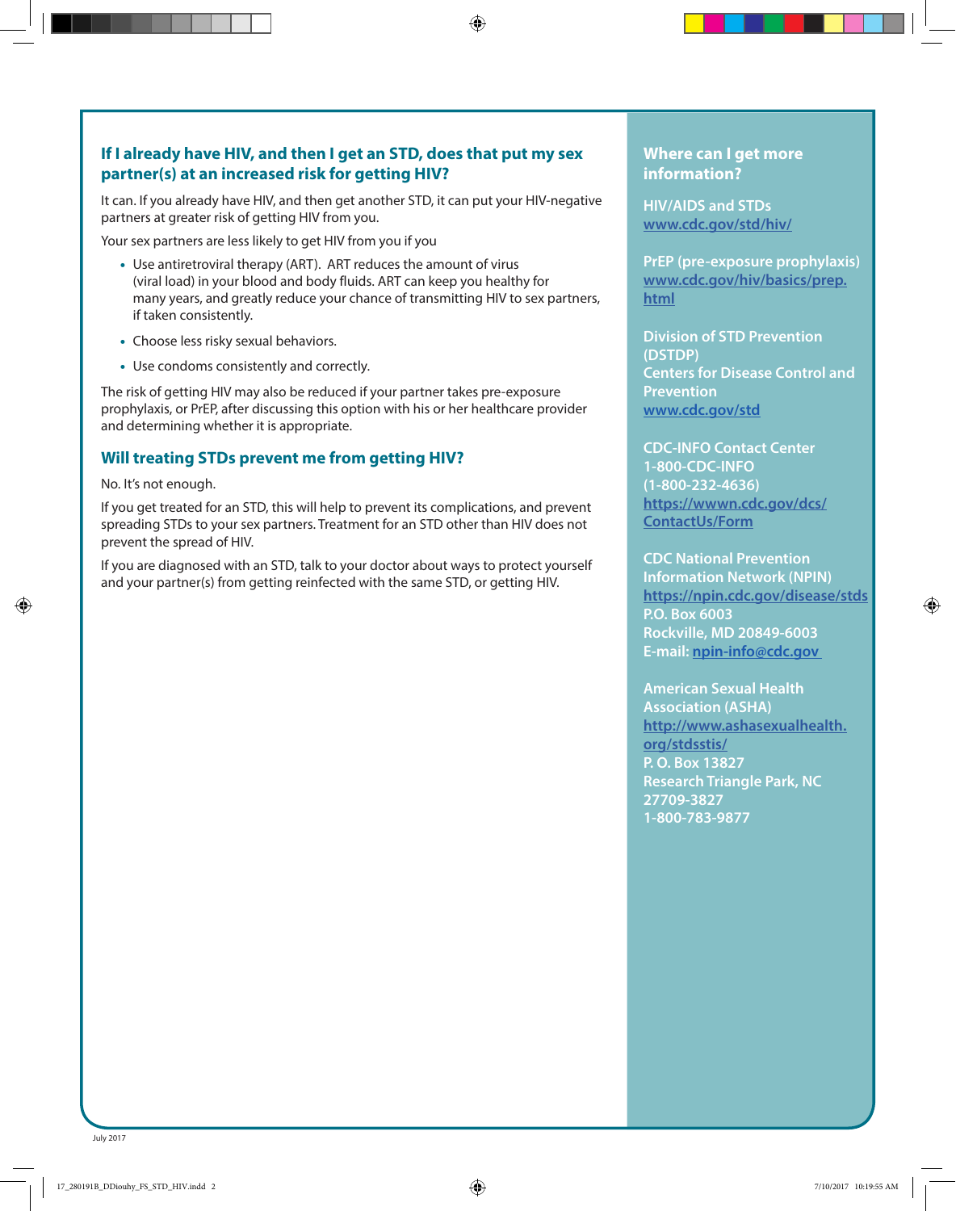## If I already have HIV, and then I get an STD, does that put my sex partner(s) at an increased risk for getting HIV?

It can. If you already have HIV, and then get another STD, it can put your HIV-negative partners at greater risk of getting HIV from you.

Your sex partners are less likely to get HIV from you if you

- Use antiretroviral therapy (ART). ART reduces the amount of virus (viral load) in your blood and body fluids. ART can keep you healthy for many years, and greatly reduce your chance of transmitting HIV to sex partners, if taken consistently.
- Choose less risky sexual behaviors.
- Use condoms consistently and correctly.

The risk of getting HIV may also be reduced if your partner takes pre-exposure prophylaxis, or PrEP, after discussing this option with his or her healthcare provider and determining whether it is appropriate.

## Will treating STDs prevent me from getting HIV?

No. It's not enough.

If you get treated for an STD, this will help to prevent its complications, and prevent spreading STDs to your sex partners. Treatment for an STD other than HIV does not prevent the spread of HIV.

If you are diagnosed with an STD, talk to your doctor about ways to protect yourself and your partner(s) from getting reinfected with the same STD, or getting HIV.

## Where can I get more information?

**HIV/AIDS and STDs**
www.cdc.gov/std/hiv/

**PrEP (pre-exposure prophylaxis)**
www.cdc.gov/hiv/basics/prep.html

**Division of STD Prevention (DSTDP)**
**Centers for Disease Control and Prevention**
www.cdc.gov/std

**CDC-INFO Contact Center**
**1-800-CDC-INFO**
**(1-800-232-4636)**
https://wwwn.cdc.gov/dcs/ContactUs/Form

**CDC National Prevention Information Network (NPIN)**
https://npin.cdc.gov/disease/stds
P.O. Box 6003
Rockville, MD 20849-6003
E-mail: npin-info@cdc.gov

**American Sexual Health Association (ASHA)**
http://www.ashasexualhealth.org/stdsstis/
P. O. Box 13827
Research Triangle Park, NC 27709-3827
1-800-783-9877

July 2017